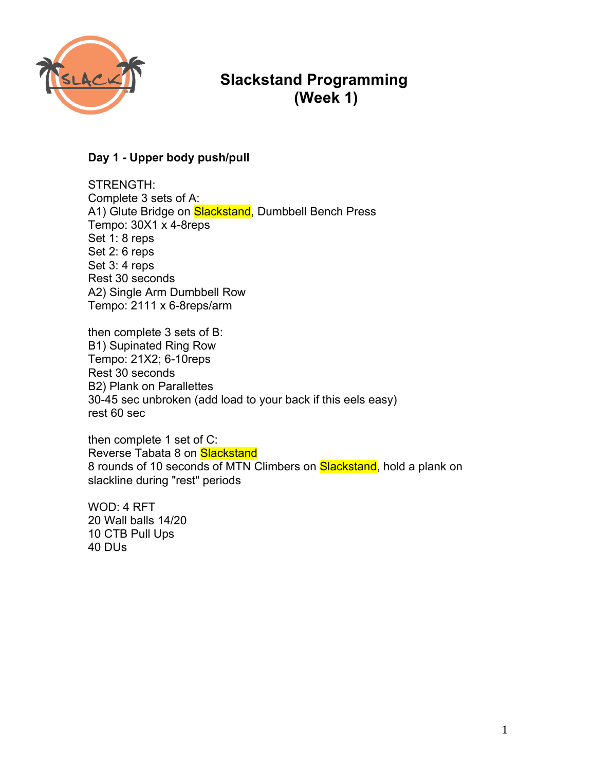# Slackstand Programming (Week 1)

**Day 1 - Upper body push/pull**

STRENGTH:
Complete 3 sets of A:
A1) Glute Bridge on Slackstand, Dumbbell Bench Press
Tempo: 30X1 x 4-8reps
Set 1: 8 reps
Set 2: 6 reps
Set 3: 4 reps
Rest 30 seconds
A2) Single Arm Dumbbell Row
Tempo: 2111 x 6-8reps/arm

then complete 3 sets of B:
B1) Supinated Ring Row
Tempo: 21X2; 6-10reps
Rest 30 seconds
B2) Plank on Parallettes
30-45 sec unbroken (add load to your back if this eels easy)
rest 60 sec

then complete 1 set of C:
Reverse Tabata 8 on Slackstand
8 rounds of 10 seconds of MTN Climbers on Slackstand, hold a plank on slackline during "rest" periods

WOD: 4 RFT
20 Wall balls 14/20
10 CTB Pull Ups
40 DUs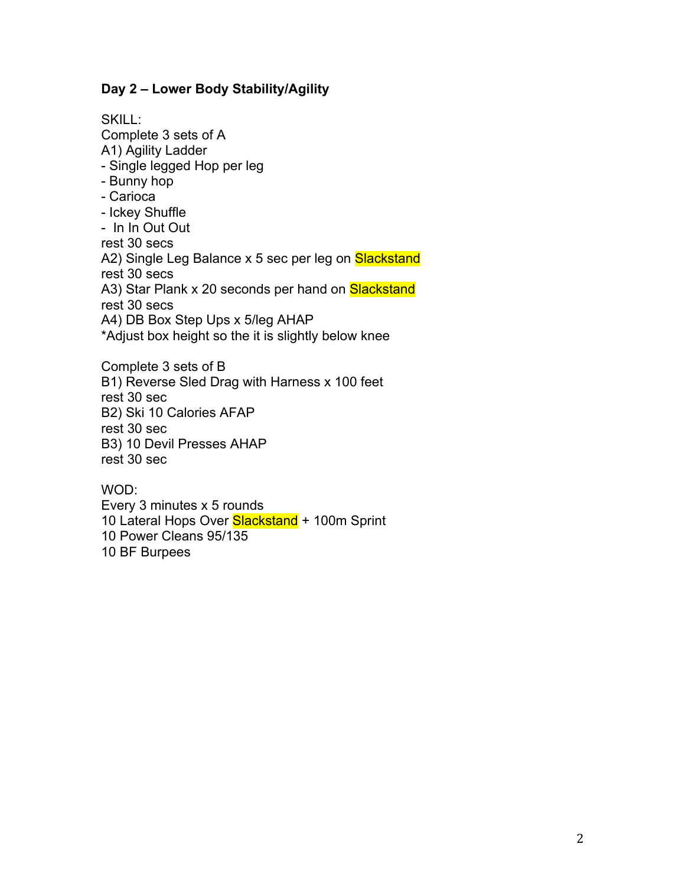**Day 2 – Lower Body Stability/Agility**

SKILL:
Complete 3 sets of A
A1) Agility Ladder
- Single legged Hop per leg
- Bunny hop
- Carioca
- Ickey Shuffle
- In In Out Out

rest 30 secs
A2) Single Leg Balance x 5 sec per leg on Slackstand
rest 30 secs
A3) Star Plank x 20 seconds per hand on Slackstand
rest 30 secs
A4) DB Box Step Ups x 5/leg AHAP
*Adjust box height so the it is slightly below knee

Complete 3 sets of B
B1) Reverse Sled Drag with Harness x 100 feet
rest 30 sec
B2) Ski 10 Calories AFAP
rest 30 sec
B3) 10 Devil Presses AHAP
rest 30 sec

WOD:
Every 3 minutes x 5 rounds
10 Lateral Hops Over Slackstand + 100m Sprint
10 Power Cleans 95/135
10 BF Burpees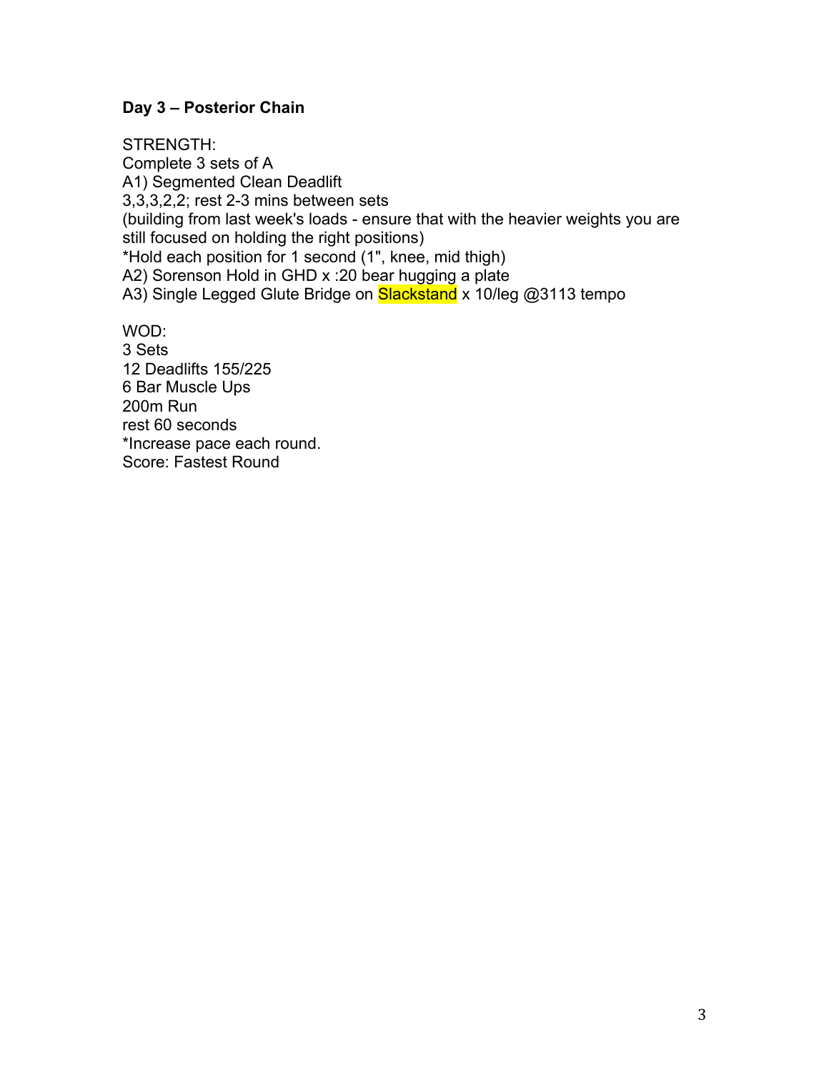**Day 3 – Posterior Chain**

STRENGTH:
Complete 3 sets of A
A1) Segmented Clean Deadlift
3,3,3,2,2; rest 2-3 mins between sets
(building from last week's loads - ensure that with the heavier weights you are still focused on holding the right positions)
*Hold each position for 1 second (1", knee, mid thigh)
A2) Sorenson Hold in GHD x :20 bear hugging a plate
A3) Single Legged Glute Bridge on Slackstand x 10/leg @3113 tempo

WOD:
3 Sets
12 Deadlifts 155/225
6 Bar Muscle Ups
200m Run
rest 60 seconds
*Increase pace each round.
Score: Fastest Round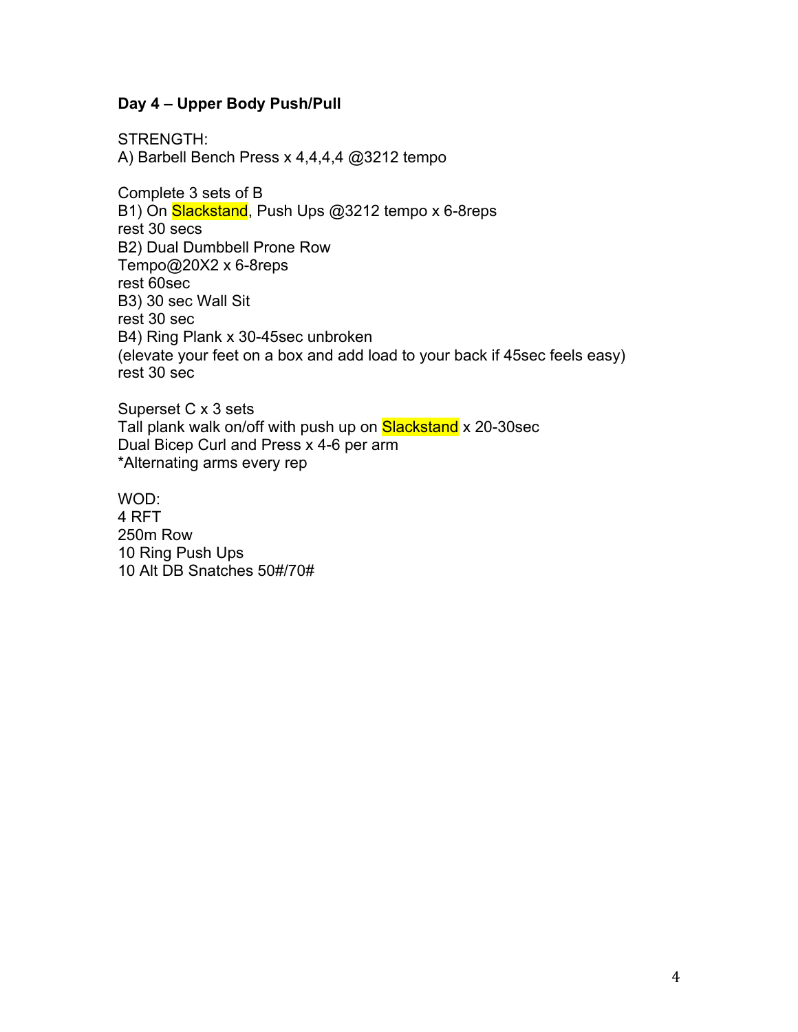**Day 4 – Upper Body Push/Pull**

STRENGTH:
A) Barbell Bench Press x 4,4,4,4 @3212 tempo

Complete 3 sets of B
B1) On Slackstand, Push Ups @3212 tempo x 6-8reps
rest 30 secs
B2) Dual Dumbbell Prone Row
Tempo@20X2 x 6-8reps
rest 60sec
B3) 30 sec Wall Sit
rest 30 sec
B4) Ring Plank x 30-45sec unbroken
(elevate your feet on a box and add load to your back if 45sec feels easy)
rest 30 sec

Superset C x 3 sets
Tall plank walk on/off with push up on Slackstand x 20-30sec
Dual Bicep Curl and Press x 4-6 per arm
*Alternating arms every rep

WOD:
4 RFT
250m Row
10 Ring Push Ups
10 Alt DB Snatches 50#/70#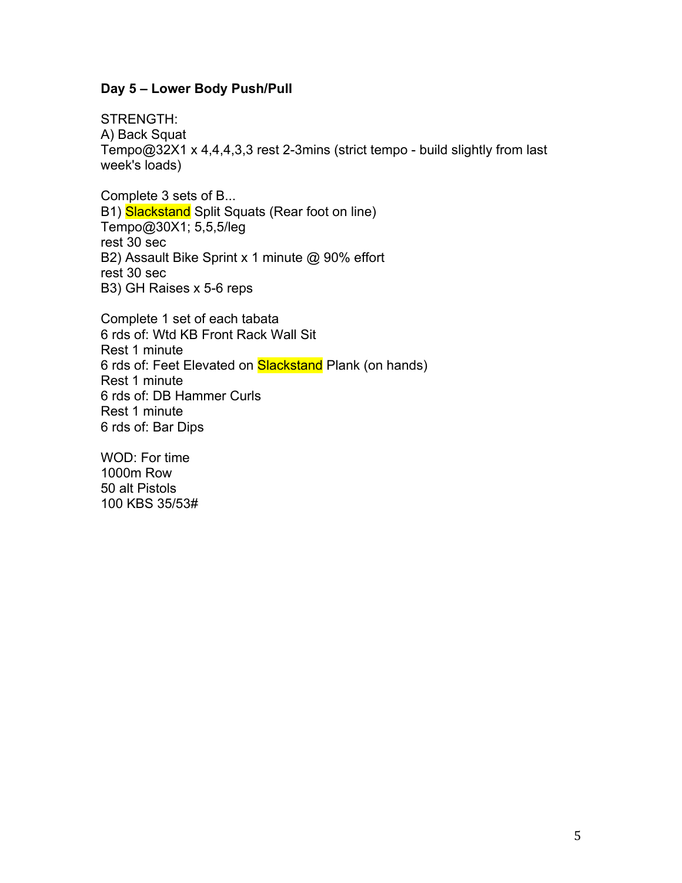**Day 5 – Lower Body Push/Pull**

STRENGTH:
A) Back Squat
Tempo@32X1 x 4,4,4,3,3 rest 2-3mins (strict tempo - build slightly from last week's loads)

Complete 3 sets of B...
B1) Slackstand Split Squats (Rear foot on line)
Tempo@30X1; 5,5,5/leg
rest 30 sec
B2) Assault Bike Sprint x 1 minute @ 90% effort
rest 30 sec
B3) GH Raises x 5-6 reps

Complete 1 set of each tabata
6 rds of: Wtd KB Front Rack Wall Sit
Rest 1 minute
6 rds of: Feet Elevated on Slackstand Plank (on hands)
Rest 1 minute
6 rds of: DB Hammer Curls
Rest 1 minute
6 rds of: Bar Dips

WOD: For time
1000m Row
50 alt Pistols
100 KBS 35/53#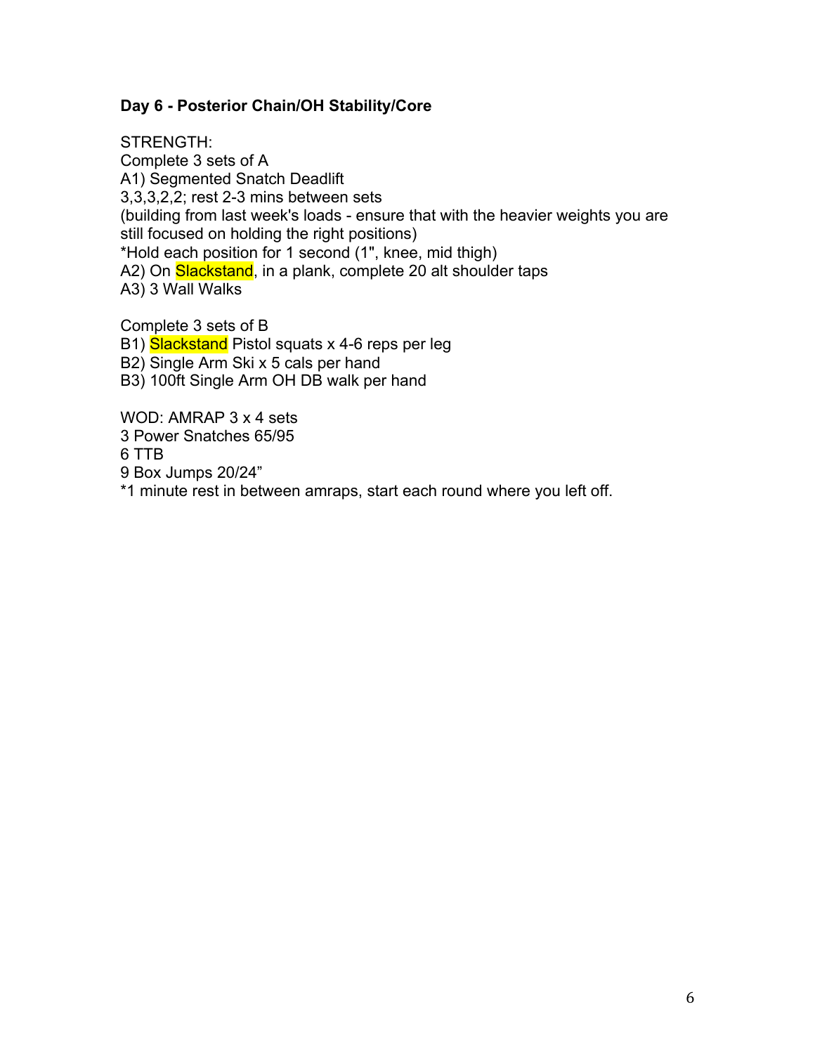**Day 6 - Posterior Chain/OH Stability/Core**

STRENGTH:
Complete 3 sets of A
A1) Segmented Snatch Deadlift
3,3,3,2,2; rest 2-3 mins between sets
(building from last week's loads - ensure that with the heavier weights you are still focused on holding the right positions)
*Hold each position for 1 second (1", knee, mid thigh)
A2) On Slackstand, in a plank, complete 20 alt shoulder taps
A3) 3 Wall Walks

Complete 3 sets of B
B1) Slackstand Pistol squats x 4-6 reps per leg
B2) Single Arm Ski x 5 cals per hand
B3) 100ft Single Arm OH DB walk per hand

WOD: AMRAP 3 x 4 sets
3 Power Snatches 65/95
6 TTB
9 Box Jumps 20/24”
*1 minute rest in between amraps, start each round where you left off.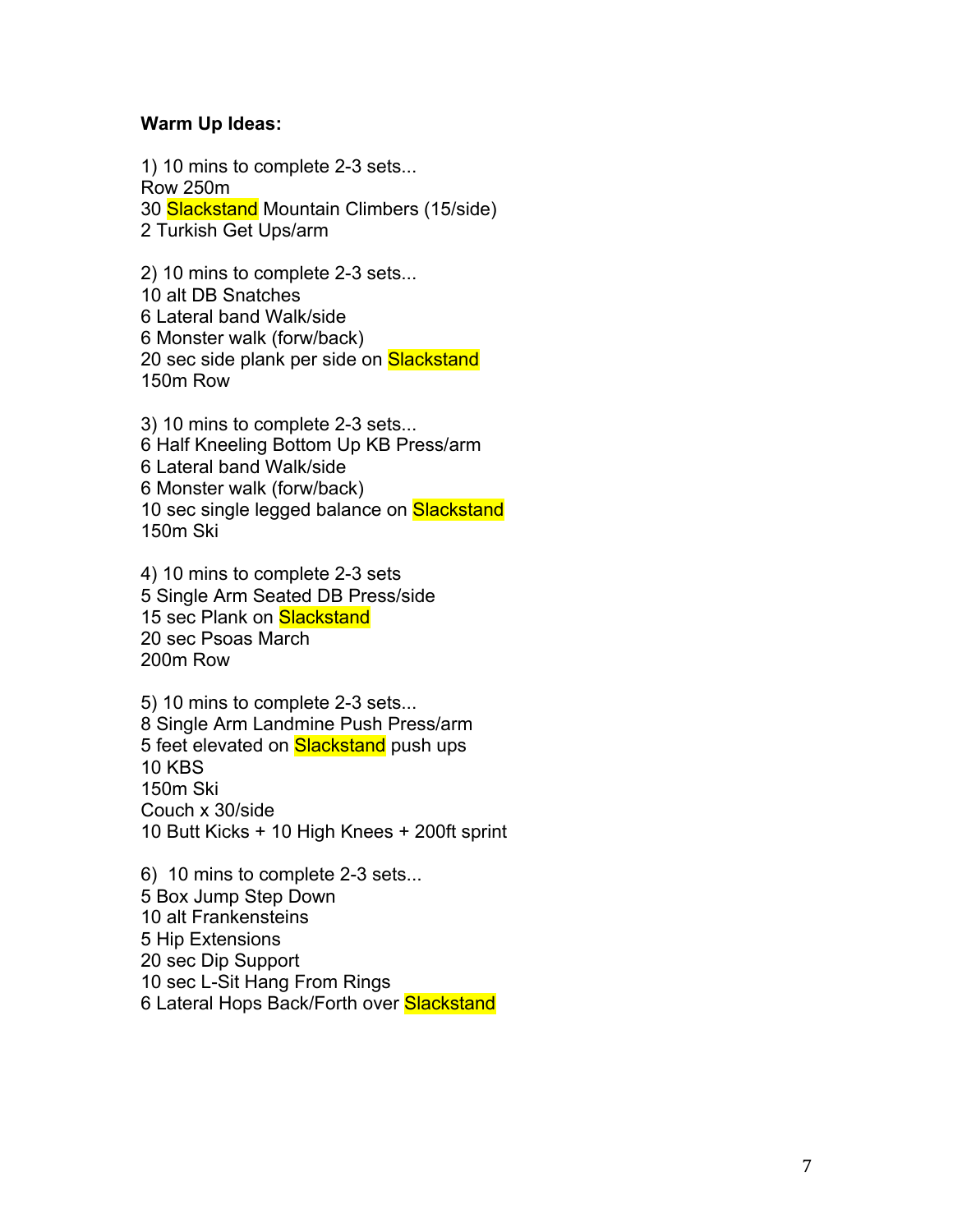**Warm Up Ideas:**

1) 10 mins to complete 2-3 sets...
Row 250m
30 Slackstand Mountain Climbers (15/side)
2 Turkish Get Ups/arm

2) 10 mins to complete 2-3 sets...
10 alt DB Snatches
6 Lateral band Walk/side
6 Monster walk (forw/back)
20 sec side plank per side on Slackstand
150m Row

3) 10 mins to complete 2-3 sets...
6 Half Kneeling Bottom Up KB Press/arm
6 Lateral band Walk/side
6 Monster walk (forw/back)
10 sec single legged balance on Slackstand
150m Ski

4) 10 mins to complete 2-3 sets
5 Single Arm Seated DB Press/side
15 sec Plank on Slackstand
20 sec Psoas March
200m Row

5) 10 mins to complete 2-3 sets...
8 Single Arm Landmine Push Press/arm
5 feet elevated on Slackstand push ups
10 KBS
150m Ski
Couch x 30/side
10 Butt Kicks + 10 High Knees + 200ft sprint

6) 10 mins to complete 2-3 sets...
5 Box Jump Step Down
10 alt Frankensteins
5 Hip Extensions
20 sec Dip Support
10 sec L-Sit Hang From Rings
6 Lateral Hops Back/Forth over Slackstand